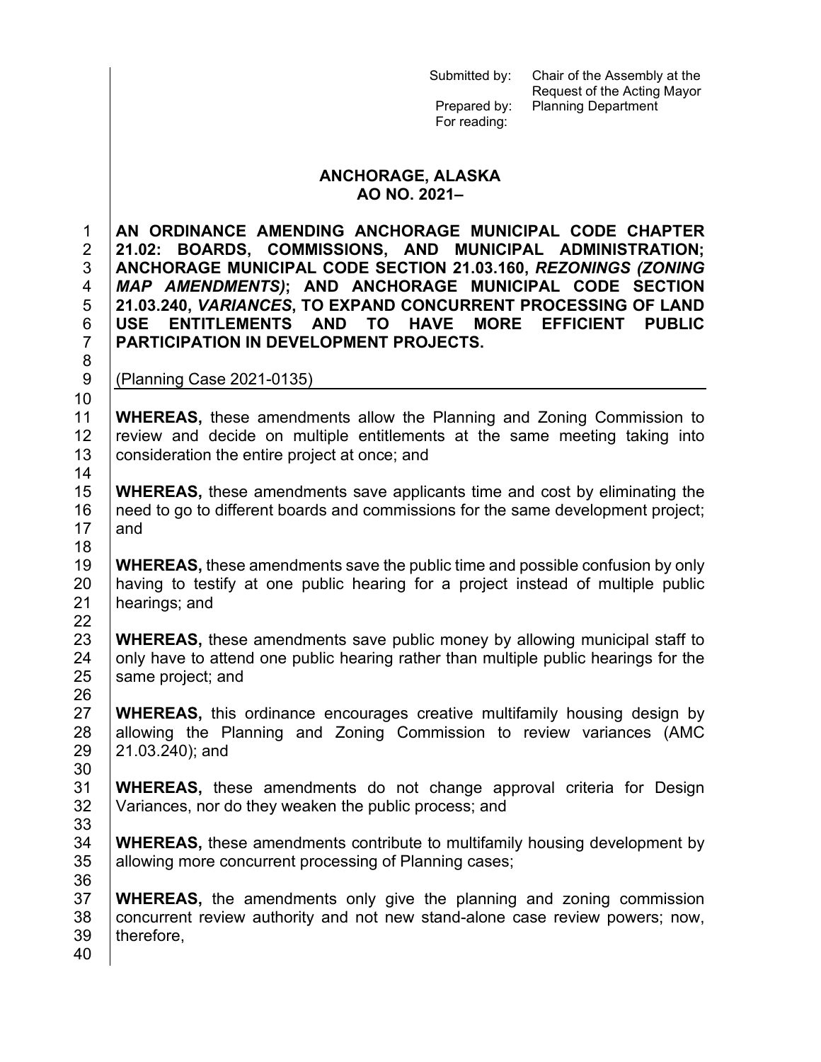Submitted by: Chair of the Assembly at the Request of the Acting Mayor
Prepared by: Planning Department
For reading:

# ANCHORAGE, ALASKA
## AO NO. 2021–

**AN ORDINANCE AMENDING ANCHORAGE MUNICIPAL CODE CHAPTER 21.02: BOARDS, COMMISSIONS, AND MUNICIPAL ADMINISTRATION; ANCHORAGE MUNICIPAL CODE SECTION 21.03.160, *REZONINGS (ZONING MAP AMENDMENTS)*; AND ANCHORAGE MUNICIPAL CODE SECTION 21.03.240, *VARIANCES*, TO EXPAND CONCURRENT PROCESSING OF LAND USE ENTITLEMENTS AND TO HAVE MORE EFFICIENT PUBLIC PARTICIPATION IN DEVELOPMENT PROJECTS.**

(Planning Case 2021-0135)

**WHEREAS,** these amendments allow the Planning and Zoning Commission to review and decide on multiple entitlements at the same meeting taking into consideration the entire project at once; and

**WHEREAS,** these amendments save applicants time and cost by eliminating the need to go to different boards and commissions for the same development project; and

**WHEREAS,** these amendments save the public time and possible confusion by only having to testify at one public hearing for a project instead of multiple public hearings; and

**WHEREAS,** these amendments save public money by allowing municipal staff to only have to attend one public hearing rather than multiple public hearings for the same project; and

**WHEREAS,** this ordinance encourages creative multifamily housing design by allowing the Planning and Zoning Commission to review variances (AMC 21.03.240); and

**WHEREAS,** these amendments do not change approval criteria for Design Variances, nor do they weaken the public process; and

**WHEREAS,** these amendments contribute to multifamily housing development by allowing more concurrent processing of Planning cases;

**WHEREAS,** the amendments only give the planning and zoning commission concurrent review authority and not new stand-alone case review powers; now, therefore,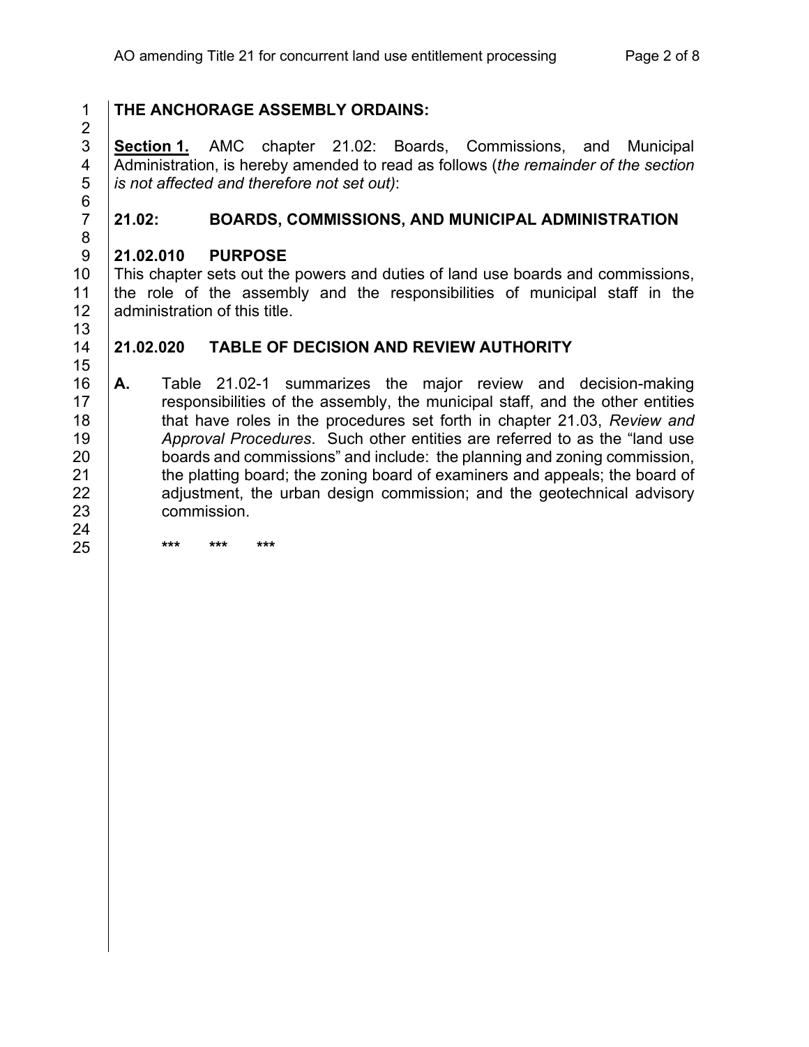**THE ANCHORAGE ASSEMBLY ORDAINS:**

**Section 1.** AMC chapter 21.02: Boards, Commissions, and Municipal Administration, is hereby amended to read as follows (*the remainder of the section is not affected and therefore not set out)*:

## 21.02: BOARDS, COMMISSIONS, AND MUNICIPAL ADMINISTRATION

### 21.02.010 PURPOSE

This chapter sets out the powers and duties of land use boards and commissions, the role of the assembly and the responsibilities of municipal staff in the administration of this title.

### 21.02.020 TABLE OF DECISION AND REVIEW AUTHORITY

**A.** Table 21.02-1 summarizes the major review and decision-making responsibilities of the assembly, the municipal staff, and the other entities that have roles in the procedures set forth in chapter 21.03, *Review and Approval Procedures*. Such other entities are referred to as the "land use boards and commissions" and include: the planning and zoning commission, the platting board; the zoning board of examiners and appeals; the board of adjustment, the urban design commission; and the geotechnical advisory commission.

\*\*\* \*\*\* \*\*\*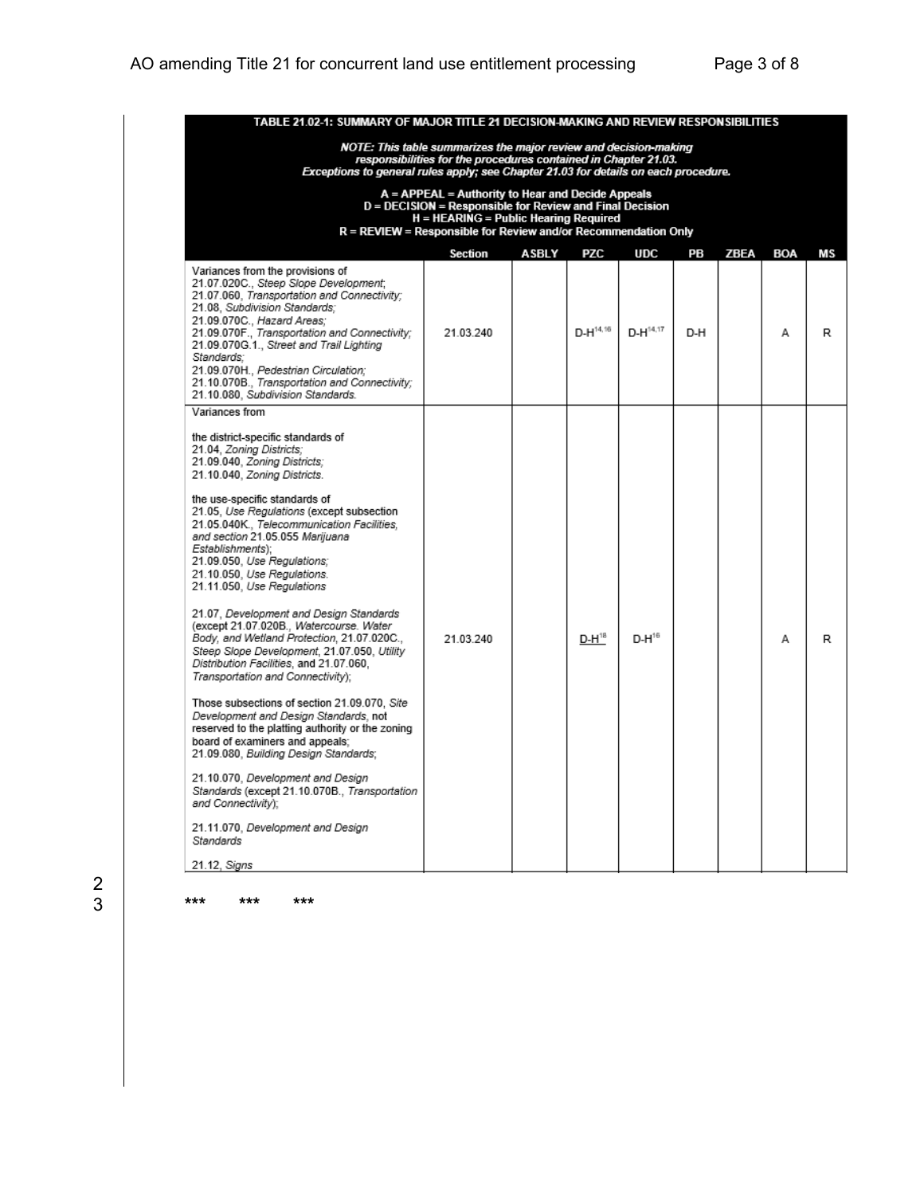| TABLE 21.02-1: SUMMARY OF MAJOR TITLE 21 DECISION-MAKING AND REVIEW RESPONSIBILITIES | | | | | | | | |
|---|---|---|---|---|---|---|---|---|
| *NOTE: This table summarizes the major review and decision-making responsibilities for the procedures contained in Chapter 21.03. Exceptions to general rules apply; see Chapter 21.03 for details on each procedure.*<br>A = APPEAL = Authority to Hear and Decide Appeals<br>D = DECISION = Responsible for Review and Final Decision<br>H = HEARING = Public Hearing Required<br>R = REVIEW = Responsible for Review and/or Recommendation Only | | | | | | | | |
| | **Section** | **ASBLY** | **PZC** | **UDC** | **PB** | **ZBEA** | **BOA** | **MS** |
| Variances from the provisions of 21.07.020C., *Steep Slope Development*; 21.07.060, *Transportation and Connectivity;* 21.08, *Subdivision Standards;* 21.09.070C., *Hazard Areas;* 21.09.070F., *Transportation and Connectivity;* 21.09.070G.1., *Street and Trail Lighting Standards;* 21.09.070H., *Pedestrian Circulation;* 21.10.070B., *Transportation and Connectivity;* 21.10.080, *Subdivision Standards.* | 21.03.240 | | D-H[14,16] | D-H[14,17] | D-H | | A | R |
| Variances from<br><br>the district-specific standards of 21.04, *Zoning Districts;* 21.09.040, *Zoning Districts;* 21.10.040, *Zoning Districts.*<br><br>the use-specific standards of 21.05, *Use Regulations* (except subsection 21.05.040K., *Telecommunication Facilities,* and section 21.05.055 *Marijuana Establishments*); 21.09.050, *Use Regulations;* 21.10.050, *Use Regulations.* 21.11.050, *Use Regulations*<br><br>21.07, *Development and Design Standards* (except 21.07.020B., *Watercourse. Water Body, and Wetland Protection*, 21.07.020C., *Steep Slope Development*, 21.07.050, *Utility Distribution Facilities*, and 21.07.060, *Transportation and Connectivity*);<br><br>Those subsections of section 21.09.070, *Site Development and Design Standards*, not reserved to the platting authority or the zoning board of examiners and appeals; 21.09.080, *Building Design Standards;*<br><br>21.10.070, *Development and Design Standards* (except 21.10.070B., *Transportation and Connectivity*);<br><br>21.11.070, *Development and Design Standards*<br><br>21.12, *Signs* | 21.03.240 | | <u>D-H[18]</u> | D-H[16] | | | A | R |

\*\*\*  \*\*\*  \*\*\*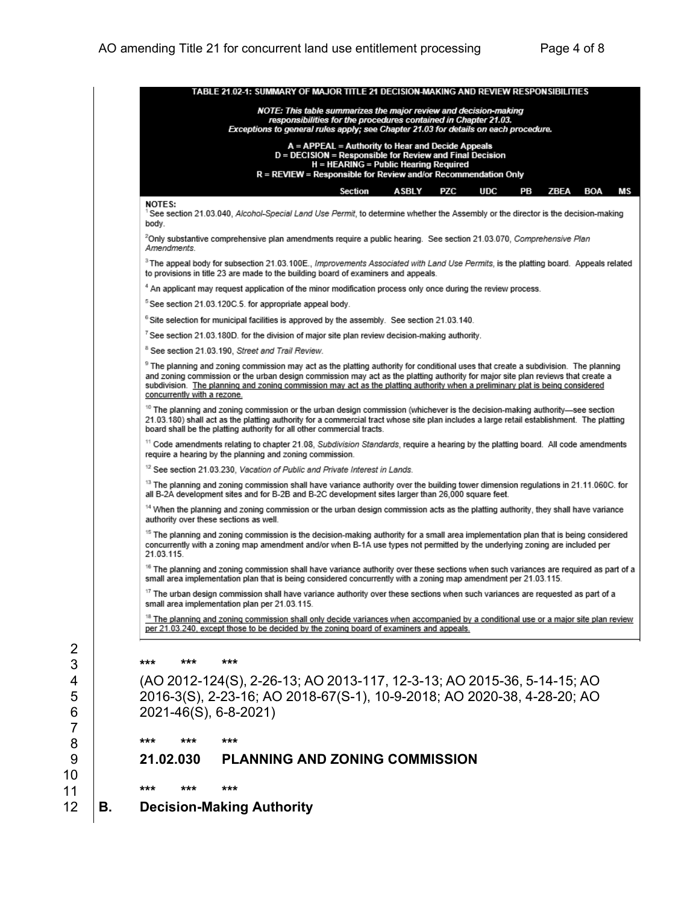**TABLE 21.02-1: SUMMARY OF MAJOR TITLE 21 DECISION-MAKING AND REVIEW RESPONSIBILITIES**

*NOTE: This table summarizes the major review and decision-making responsibilities for the procedures contained in Chapter 21.03. Exceptions to general rules apply; see Chapter 21.03 for details on each procedure.*

A = APPEAL = Authority to Hear and Decide Appeals
D = DECISION = Responsible for Review and Final Decision
H = HEARING = Public Hearing Required
R = REVIEW = Responsible for Review and/or Recommendation Only

| | Section | ASBLY | PZC | UDC | PB | ZBEA | BOA | MS |
|---|---|---|---|---|---|---|---|---|

**NOTES:**

[1] See section 21.03.040, *Alcohol-Special Land Use Permit*, to determine whether the Assembly or the director is the decision-making body.

[2] Only substantive comprehensive plan amendments require a public hearing. See section 21.03.070, *Comprehensive Plan Amendments*.

[3] The appeal body for subsection 21.03.100E., *Improvements Associated with Land Use Permits*, is the platting board. Appeals related to provisions in title 23 are made to the building board of examiners and appeals.

[4] An applicant may request application of the minor modification process only once during the review process.

[5] See section 21.03.120C.5. for appropriate appeal body.

[6] Site selection for municipal facilities is approved by the assembly. See section 21.03.140.

[7] See section 21.03.180D. for the division of major site plan review decision-making authority.

[8] See section 21.03.190, *Street and Trail Review*.

[9] The planning and zoning commission may act as the platting authority for conditional uses that create a subdivision. The planning and zoning commission or the urban design commission may act as the platting authority for major site plan reviews that create a subdivision. <u>The planning and zoning commission may act as the platting authority when a preliminary plat is being considered concurrently with a rezone.</u>

[10] The planning and zoning commission or the urban design commission (whichever is the decision-making authority—see section 21.03.180) shall act as the platting authority for a commercial tract whose site plan includes a large retail establishment. The platting board shall be the platting authority for all other commercial tracts.

[11] Code amendments relating to chapter 21.08, *Subdivision Standards*, require a hearing by the platting board. All code amendments require a hearing by the planning and zoning commission.

[12] See section 21.03.230, *Vacation of Public and Private Interest in Lands*.

[13] The planning and zoning commission shall have variance authority over the building tower dimension regulations in 21.11.060C. for all B-2A development sites and for B-2B and B-2C development sites larger than 26,000 square feet.

[14] When the planning and zoning commission or the urban design commission acts as the platting authority, they shall have variance authority over these sections as well.

[15] The planning and zoning commission is the decision-making authority for a small area implementation plan that is being considered concurrently with a zoning map amendment and/or when B-1A use types not permitted by the underlying zoning are included per 21.03.115.

[16] The planning and zoning commission shall have variance authority over these sections when such variances are required as part of a small area implementation plan that is being considered concurrently with a zoning map amendment per 21.03.115.

[17] The urban design commission shall have variance authority over these sections when such variances are requested as part of a small area implementation plan per 21.03.115.

<u>[18] The planning and zoning commission shall only decide variances when accompanied by a conditional use or a major site plan review per 21.03.240, except those to be decided by the zoning board of examiners and appeals.</u>

\*\*\* \*\*\* \*\*\*

(AO 2012-124(S), 2-26-13; AO 2013-117, 12-3-13; AO 2015-36, 5-14-15; AO 2016-3(S), 2-23-16; AO 2018-67(S-1), 10-9-2018; AO 2020-38, 4-28-20; AO 2021-46(S), 6-8-2021)

\*\*\* \*\*\* \*\*\*

## 21.02.030 PLANNING AND ZONING COMMISSION

\*\*\* \*\*\* \*\*\*

### B. Decision-Making Authority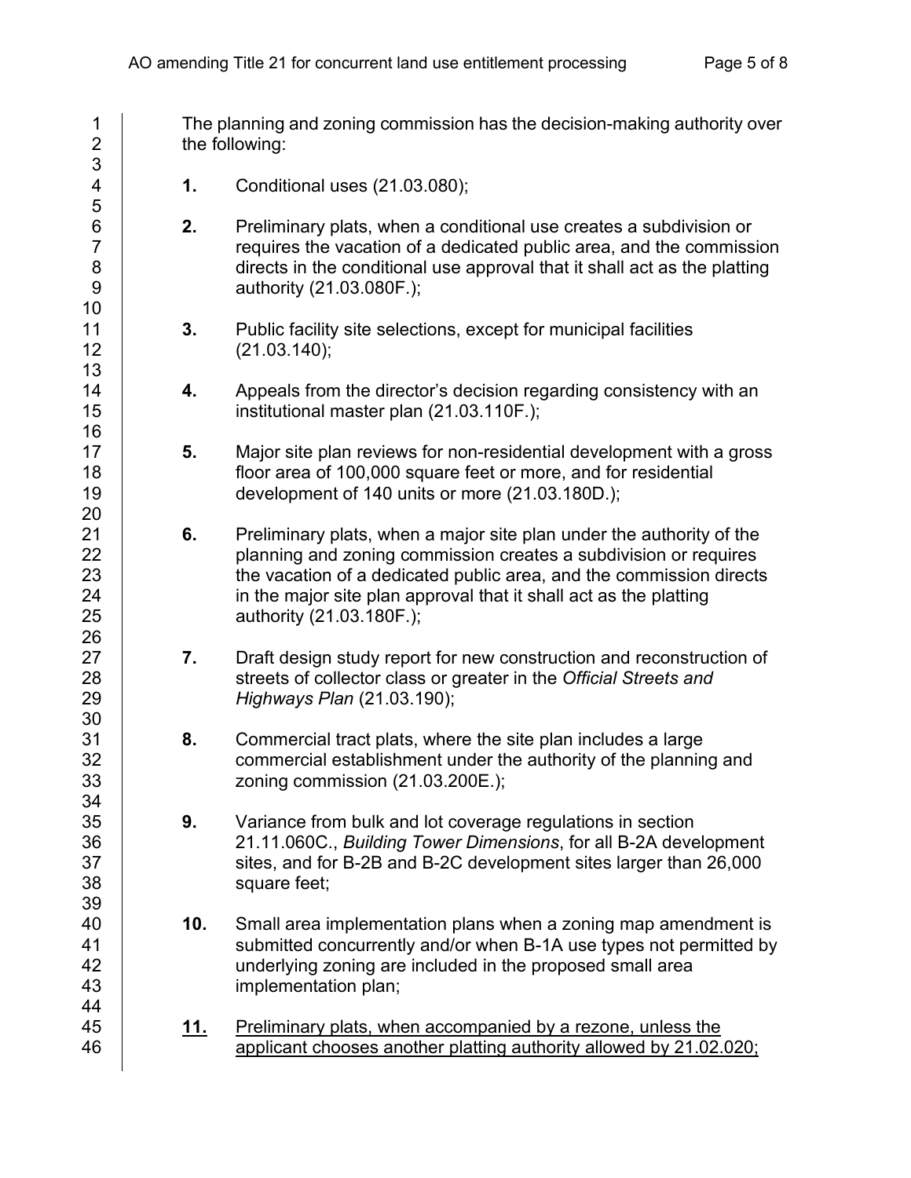The planning and zoning commission has the decision-making authority over the following:

**1.** Conditional uses (21.03.080);

**2.** Preliminary plats, when a conditional use creates a subdivision or requires the vacation of a dedicated public area, and the commission directs in the conditional use approval that it shall act as the platting authority (21.03.080F.);

**3.** Public facility site selections, except for municipal facilities (21.03.140);

**4.** Appeals from the director's decision regarding consistency with an institutional master plan (21.03.110F.);

**5.** Major site plan reviews for non-residential development with a gross floor area of 100,000 square feet or more, and for residential development of 140 units or more (21.03.180D.);

**6.** Preliminary plats, when a major site plan under the authority of the planning and zoning commission creates a subdivision or requires the vacation of a dedicated public area, and the commission directs in the major site plan approval that it shall act as the platting authority (21.03.180F.);

**7.** Draft design study report for new construction and reconstruction of streets of collector class or greater in the *Official Streets and Highways Plan* (21.03.190);

**8.** Commercial tract plats, where the site plan includes a large commercial establishment under the authority of the planning and zoning commission (21.03.200E.);

**9.** Variance from bulk and lot coverage regulations in section 21.11.060C., *Building Tower Dimensions*, for all B-2A development sites, and for B-2B and B-2C development sites larger than 26,000 square feet;

**10.** Small area implementation plans when a zoning map amendment is submitted concurrently and/or when B-1A use types not permitted by underlying zoning are included in the proposed small area implementation plan;

<u>**11.**</u> <u>Preliminary plats, when accompanied by a rezone, unless the applicant chooses another platting authority allowed by 21.02.020;</u>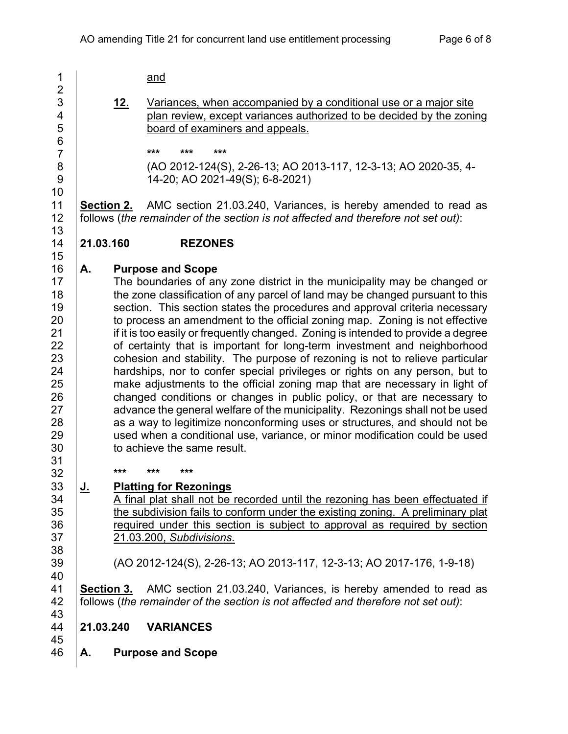and

**12.** Variances, when accompanied by a conditional use or a major site plan review, except variances authorized to be decided by the zoning board of examiners and appeals.

\*\*\* \*\*\* \*\*\*

(AO 2012-124(S), 2-26-13; AO 2013-117, 12-3-13; AO 2020-35, 4-14-20; AO 2021-49(S); 6-8-2021)

**Section 2.** AMC section 21.03.240, Variances, is hereby amended to read as follows (*the remainder of the section is not affected and therefore not set out)*:

**21.03.160 REZONES**

**A. Purpose and Scope**

The boundaries of any zone district in the municipality may be changed or the zone classification of any parcel of land may be changed pursuant to this section. This section states the procedures and approval criteria necessary to process an amendment to the official zoning map. Zoning is not effective if it is too easily or frequently changed. Zoning is intended to provide a degree of certainty that is important for long-term investment and neighborhood cohesion and stability. The purpose of rezoning is not to relieve particular hardships, nor to confer special privileges or rights on any person, but to make adjustments to the official zoning map that are necessary in light of changed conditions or changes in public policy, or that are necessary to advance the general welfare of the municipality. Rezonings shall not be used as a way to legitimize nonconforming uses or structures, and should not be used when a conditional use, variance, or minor modification could be used to achieve the same result.

\*\*\* \*\*\* \*\*\*

**J. Platting for Rezonings**

A final plat shall not be recorded until the rezoning has been effectuated if the subdivision fails to conform under the existing zoning. A preliminary plat required under this section is subject to approval as required by section 21.03.200, *Subdivisions.*

(AO 2012-124(S), 2-26-13; AO 2013-117, 12-3-13; AO 2017-176, 1-9-18)

**Section 3.** AMC section 21.03.240, Variances, is hereby amended to read as follows (*the remainder of the section is not affected and therefore not set out)*:

**21.03.240 VARIANCES**

**A. Purpose and Scope**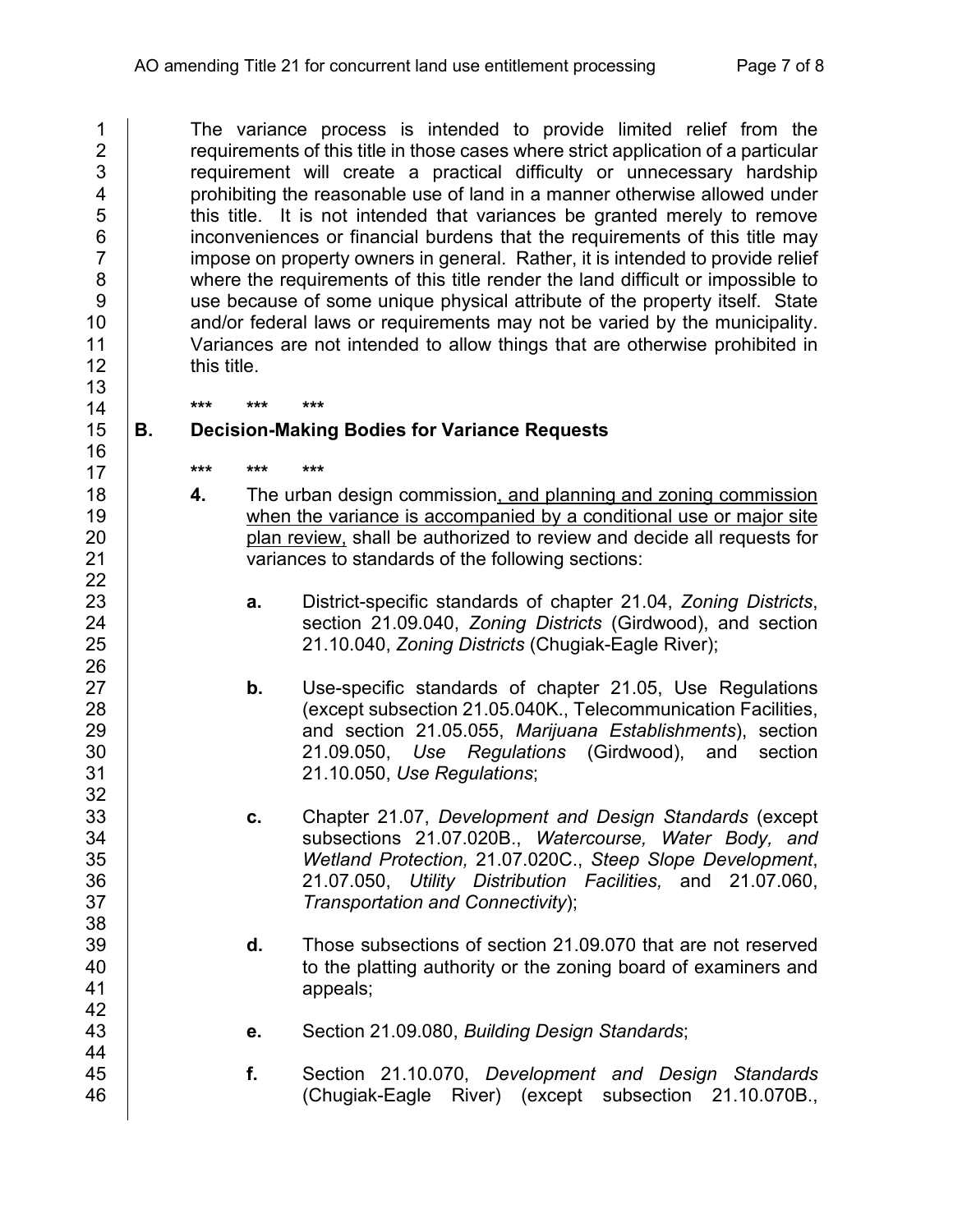The variance process is intended to provide limited relief from the requirements of this title in those cases where strict application of a particular requirement will create a practical difficulty or unnecessary hardship prohibiting the reasonable use of land in a manner otherwise allowed under this title. It is not intended that variances be granted merely to remove inconveniences or financial burdens that the requirements of this title may impose on property owners in general. Rather, it is intended to provide relief where the requirements of this title render the land difficult or impossible to use because of some unique physical attribute of the property itself. State and/or federal laws or requirements may not be varied by the municipality. Variances are not intended to allow things that are otherwise prohibited in this title.

\*\*\* \*\*\* \*\*\*

**B. Decision-Making Bodies for Variance Requests**

\*\*\* \*\*\* \*\*\*

**4.** The urban design commission<u>, and planning and zoning commission when the variance is accompanied by a conditional use or major site plan review,</u> shall be authorized to review and decide all requests for variances to standards of the following sections:

**a.** District-specific standards of chapter 21.04, *Zoning Districts*, section 21.09.040, *Zoning Districts* (Girdwood), and section 21.10.040, *Zoning Districts* (Chugiak-Eagle River);

**b.** Use-specific standards of chapter 21.05, Use Regulations (except subsection 21.05.040K., Telecommunication Facilities, and section 21.05.055, *Marijuana Establishments*), section 21.09.050, *Use Regulations* (Girdwood), and section 21.10.050, *Use Regulations*;

**c.** Chapter 21.07, *Development and Design Standards* (except subsections 21.07.020B., *Watercourse, Water Body, and Wetland Protection,* 21.07.020C., *Steep Slope Development*, 21.07.050, *Utility Distribution Facilities,* and 21.07.060, *Transportation and Connectivity*);

**d.** Those subsections of section 21.09.070 that are not reserved to the platting authority or the zoning board of examiners and appeals;

**e.** Section 21.09.080, *Building Design Standards*;

**f.** Section 21.10.070, *Development and Design Standards* (Chugiak-Eagle River) (except subsection 21.10.070B.,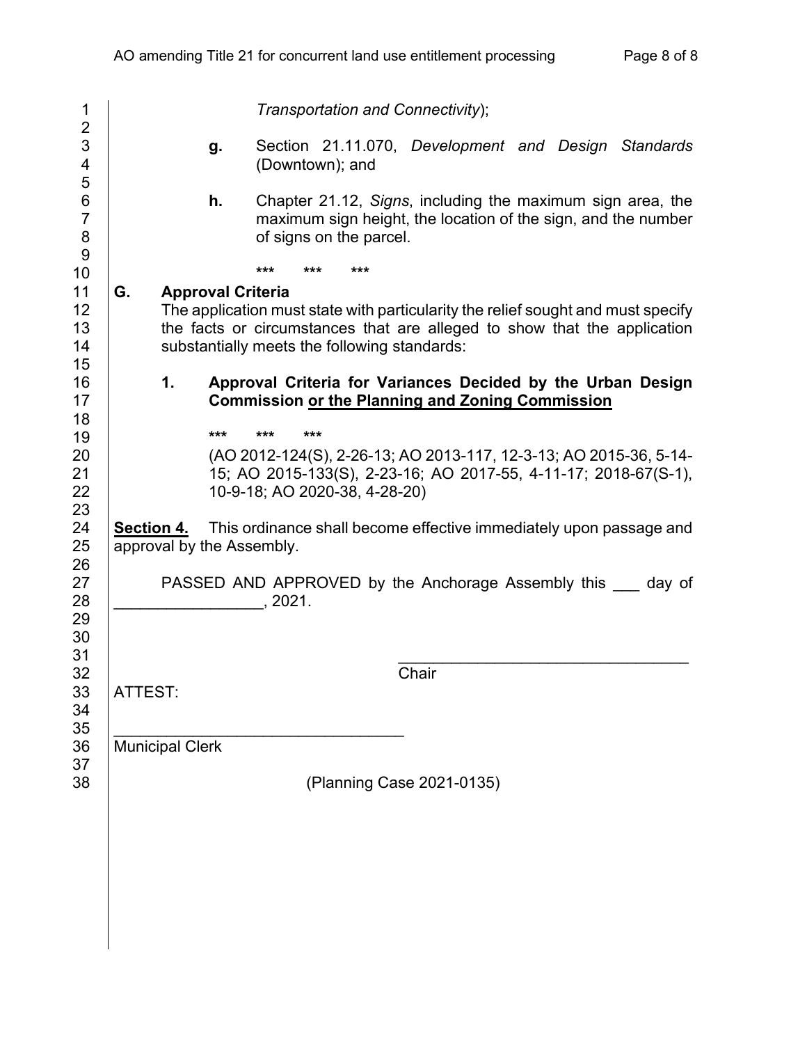*Transportation and Connectivity*);

**g.** Section 21.11.070, *Development and Design Standards* (Downtown); and

**h.** Chapter 21.12, *Signs*, including the maximum sign area, the maximum sign height, the location of the sign, and the number of signs on the parcel.

\*\*\* \*\*\* \*\*\*

**G. Approval Criteria**

The application must state with particularity the relief sought and must specify the facts or circumstances that are alleged to show that the application substantially meets the following standards:

**1. Approval Criteria for Variances Decided by the Urban Design Commission <u>or the Planning and Zoning Commission</u>**

\*\*\* \*\*\* \*\*\*

(AO 2012-124(S), 2-26-13; AO 2013-117, 12-3-13; AO 2015-36, 5-14-15; AO 2015-133(S), 2-23-16; AO 2017-55, 4-11-17; 2018-67(S-1), 10-9-18; AO 2020-38, 4-28-20)

**<u>Section 4.</u>** This ordinance shall become effective immediately upon passage and approval by the Assembly.

PASSED AND APPROVED by the Anchorage Assembly this ___ day of _________________, 2021.

_________________________________
Chair

ATTEST:

_________________________________
Municipal Clerk

(Planning Case 2021-0135)